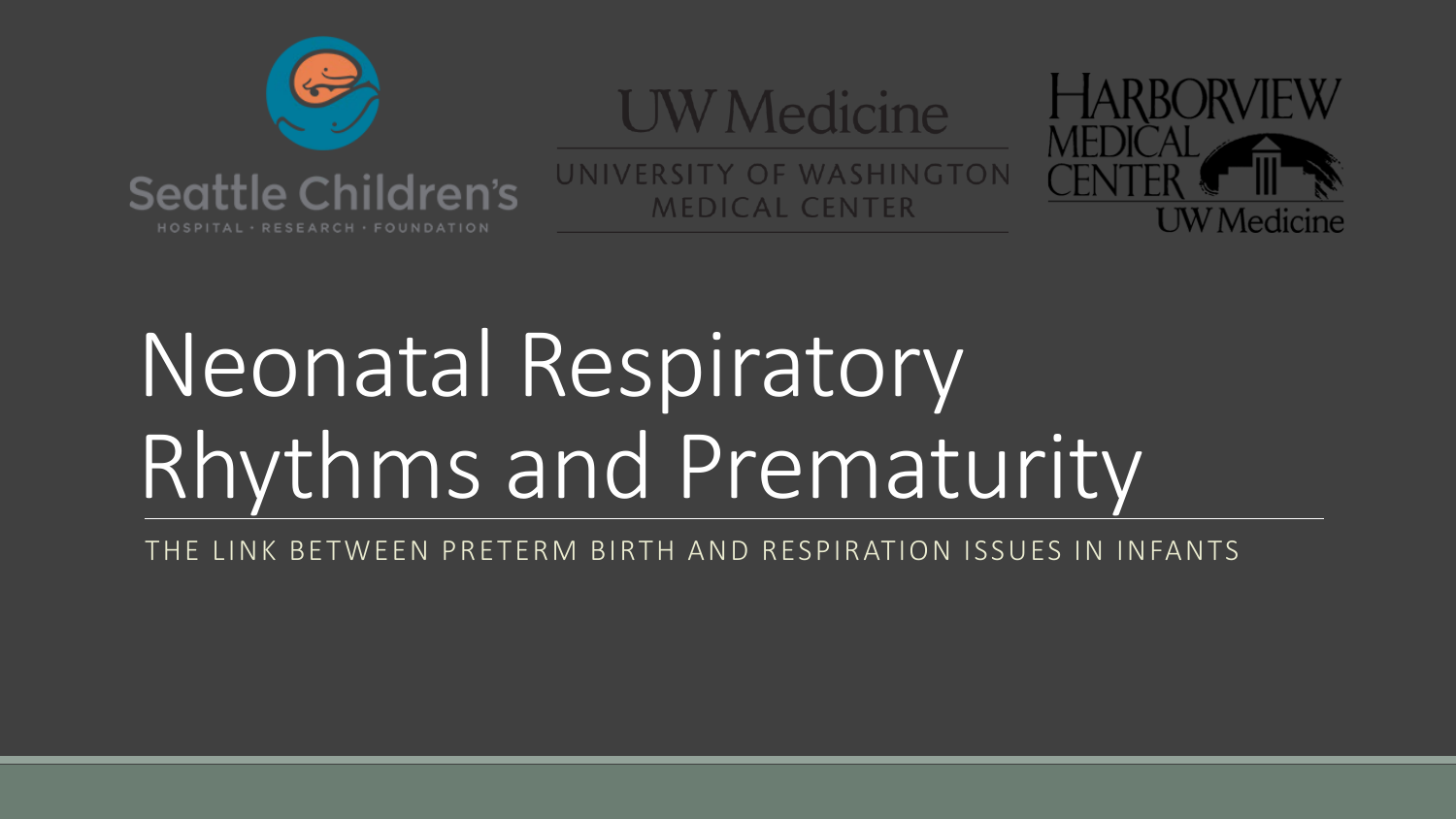Seattle Children's
HOSPITAL · RESEARCH · FOUNDATION

UW Medicine
UNIVERSITY OF WASHINGTON MEDICAL CENTER

HARBORVIEW MEDICAL CENTER
UW Medicine

# Neonatal Respiratory Rhythms and Prematurity

THE LINK BETWEEN PRETERM BIRTH AND RESPIRATION ISSUES IN INFANTS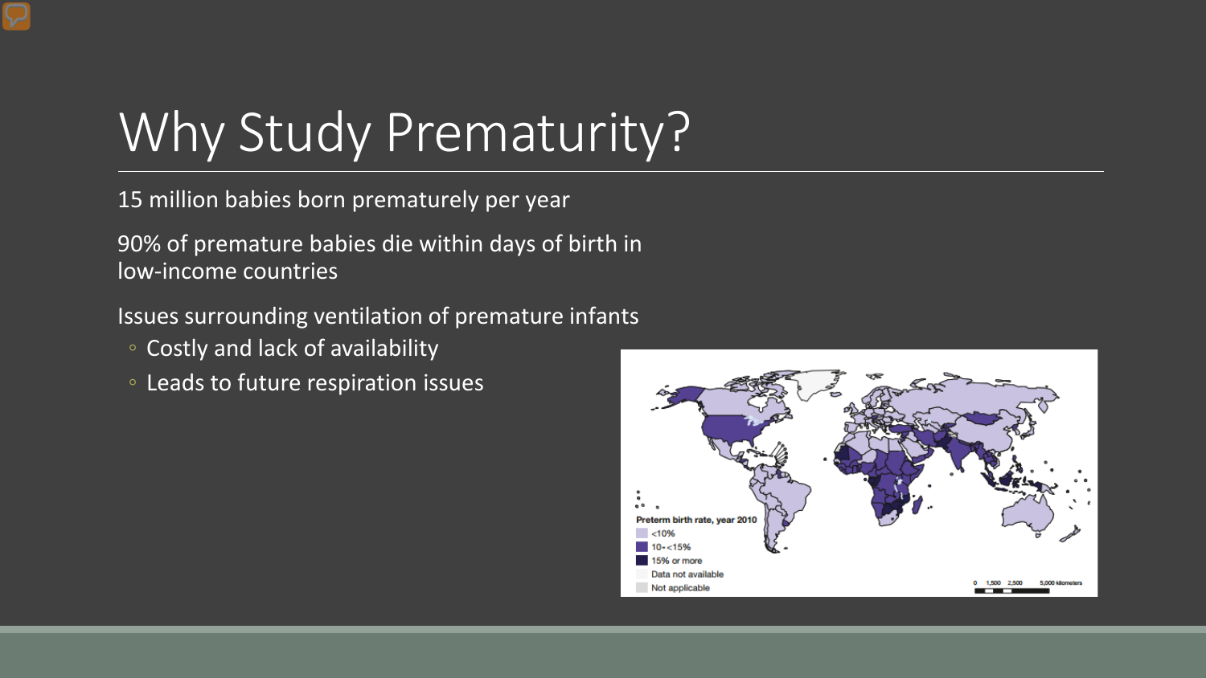# Why Study Prematurity?

15 million babies born prematurely per year

90% of premature babies die within days of birth in low-income countries

Issues surrounding ventilation of premature infants

- Costly and lack of availability
- Leads to future respiration issues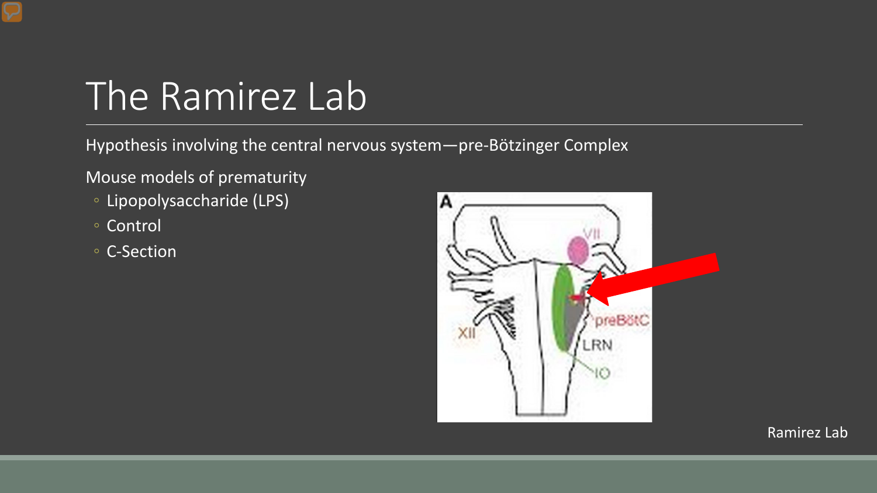# The Ramirez Lab

Hypothesis involving the central nervous system—pre-Bötzinger Complex

Mouse models of prematurity

- Lipopolysaccharide (LPS)
- Control
- C-Section

Ramirez Lab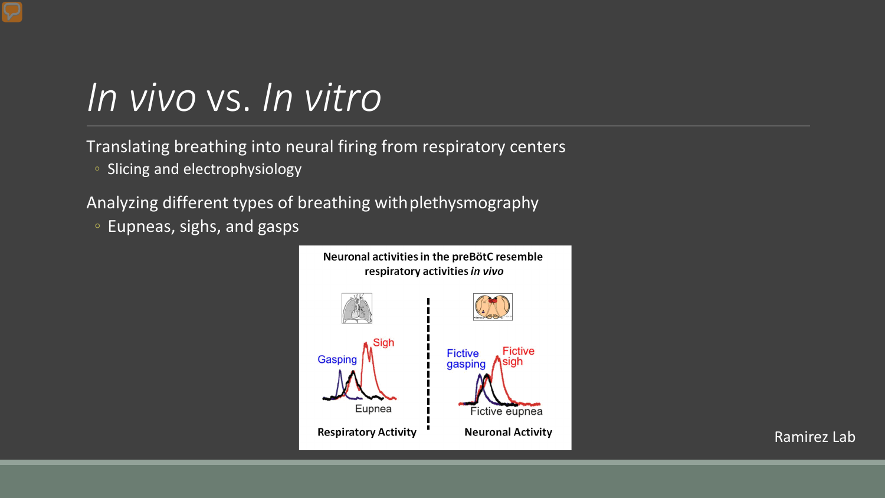# *In vivo* vs. *In vitro*

Translating breathing into neural firing from respiratory centers

- Slicing and electrophysiology

Analyzing different types of breathing with plethysmography

- Eupneas, sighs, and gasps

**Neuronal activities in the preBötC resemble respiratory activities *in vivo***

Gasping, Sigh, Eupnea — **Respiratory Activity**

Fictive gasping, Fictive sigh, Fictive eupnea — **Neuronal Activity**

Ramirez Lab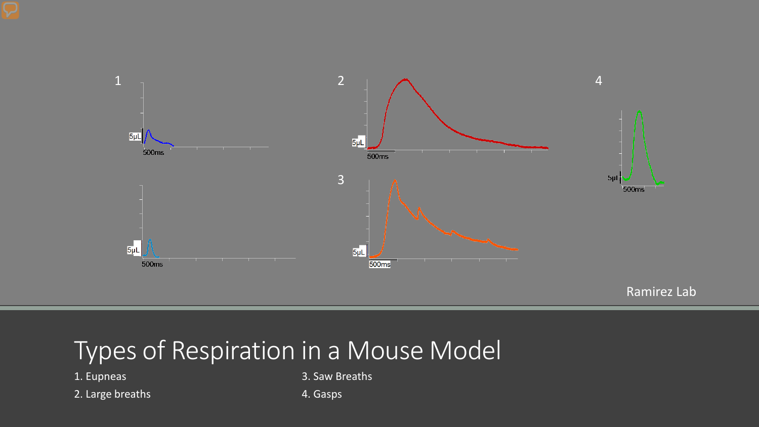1

5μL

500ms

5μL

500ms

2

5μL

500ms

3

5μL

500ms

4

5μl

500ms

Ramirez Lab

# Types of Respiration in a Mouse Model

1. Eupneas
2. Large breaths
3. Saw Breaths
4. Gasps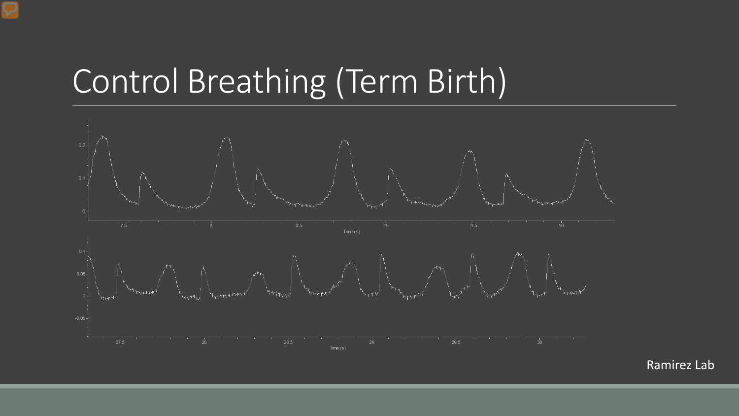# Control Breathing (Term Birth)

Ramirez Lab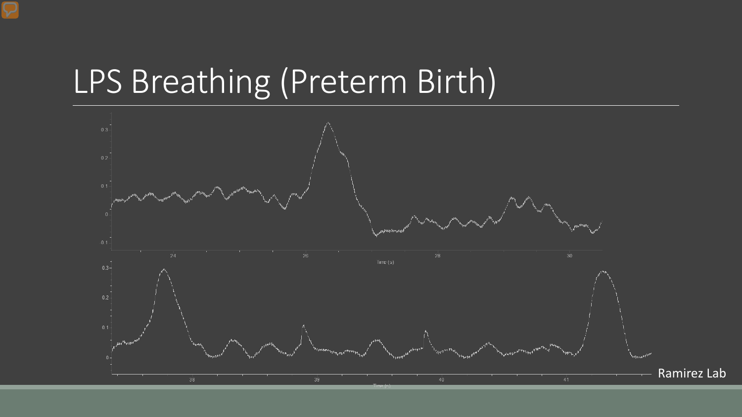# LPS Breathing (Preterm Birth)

Ramirez Lab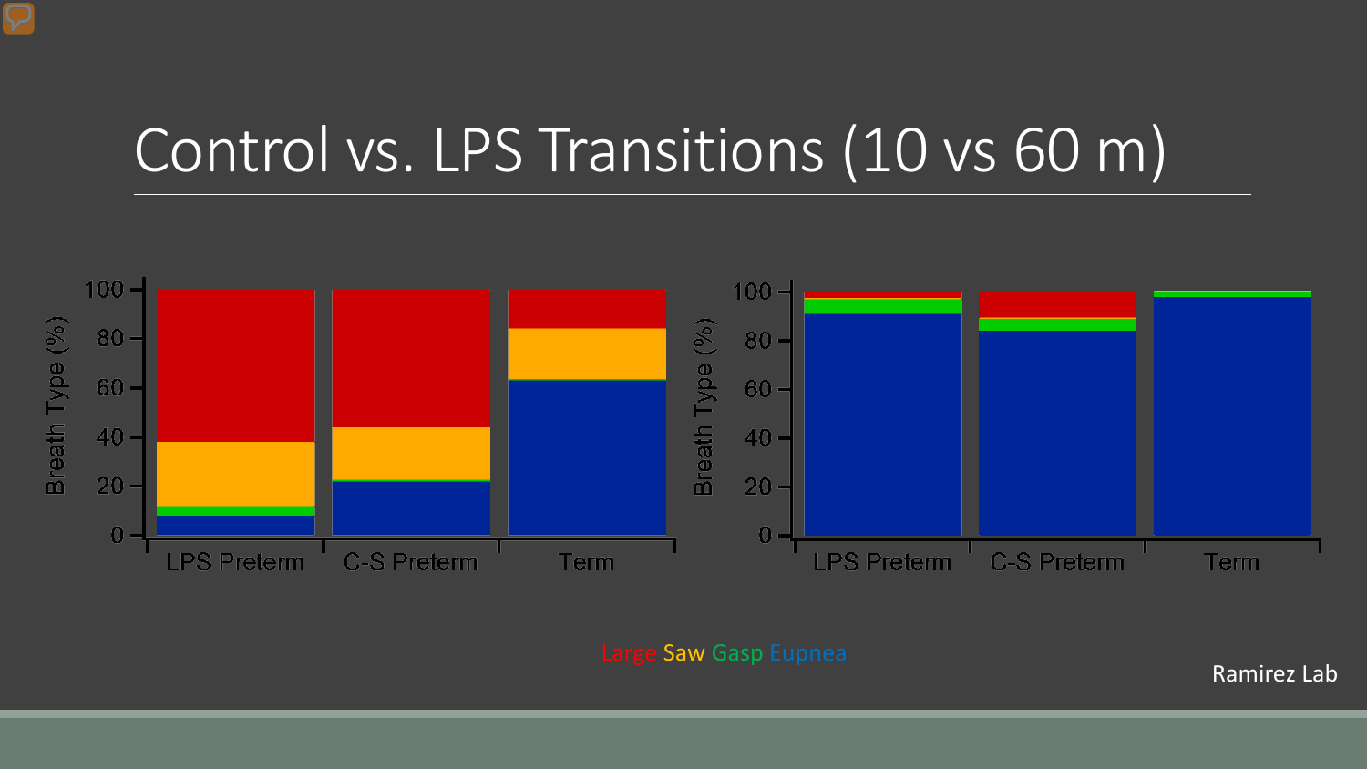# Control vs. LPS Transitions (10 vs 60 m)

Large Saw Gasp Eupnea

Ramirez Lab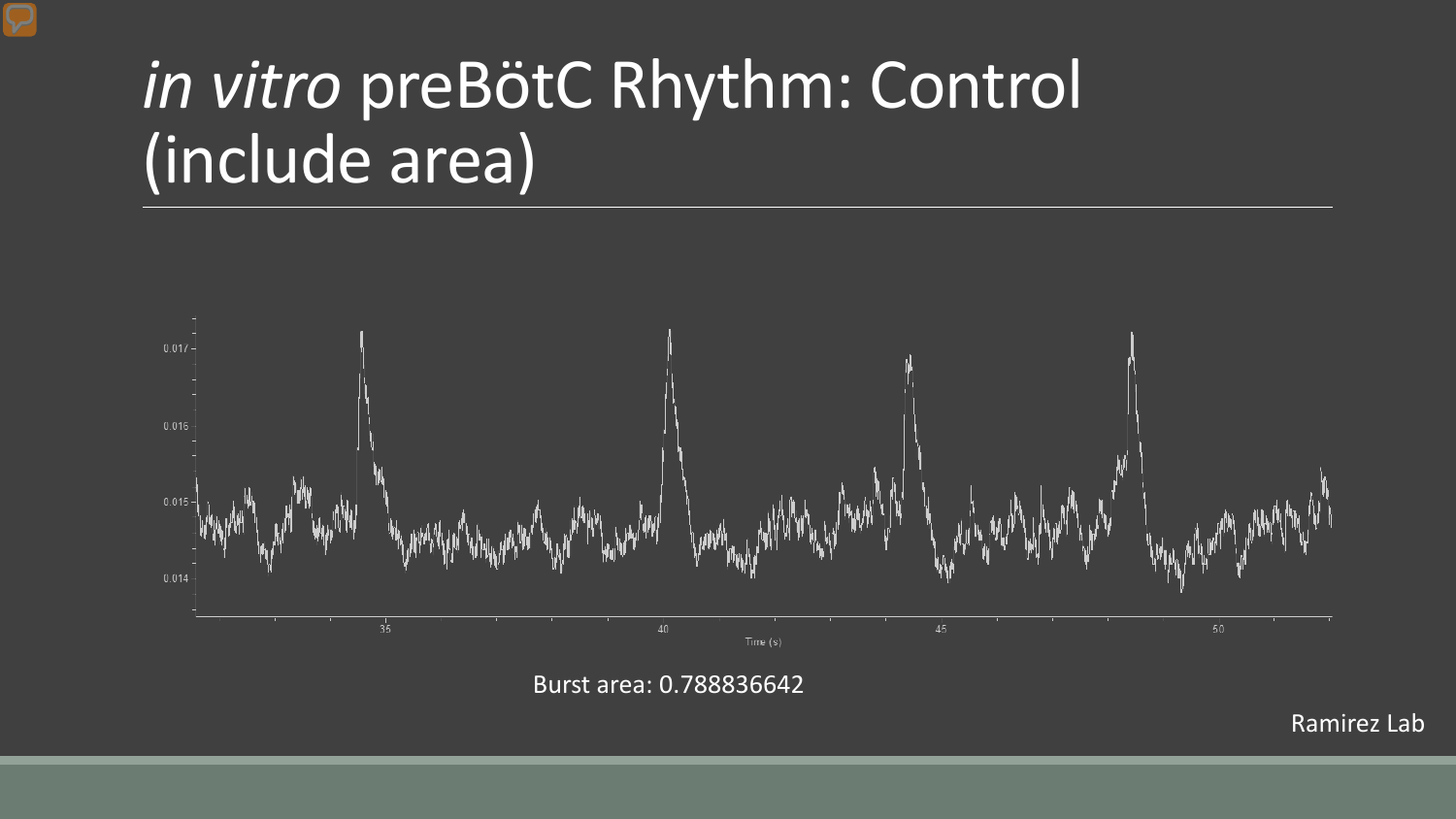# *in vitro* preBötC Rhythm: Control (include area)

Burst area: 0.788836642

Ramirez Lab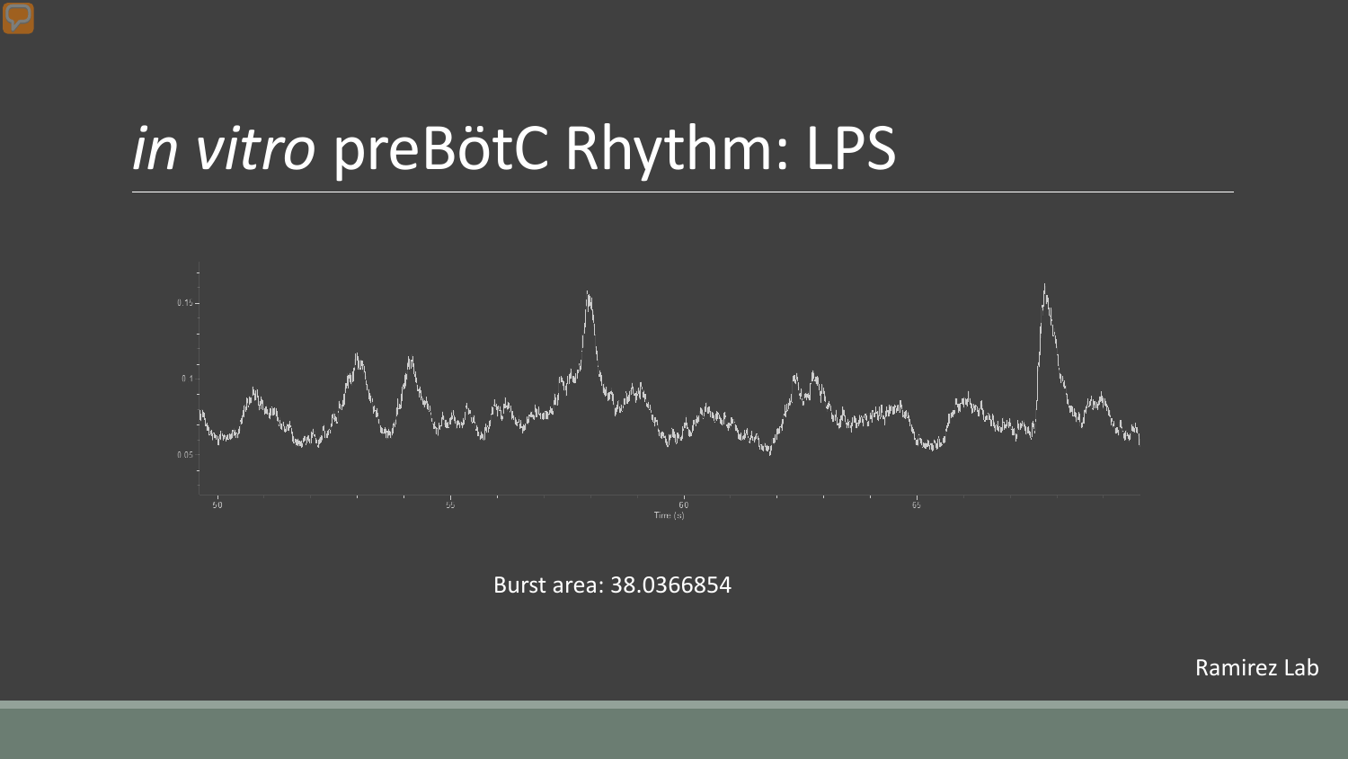# *in vitro* preBötC Rhythm: LPS

Burst area: 38.0366854

Ramirez Lab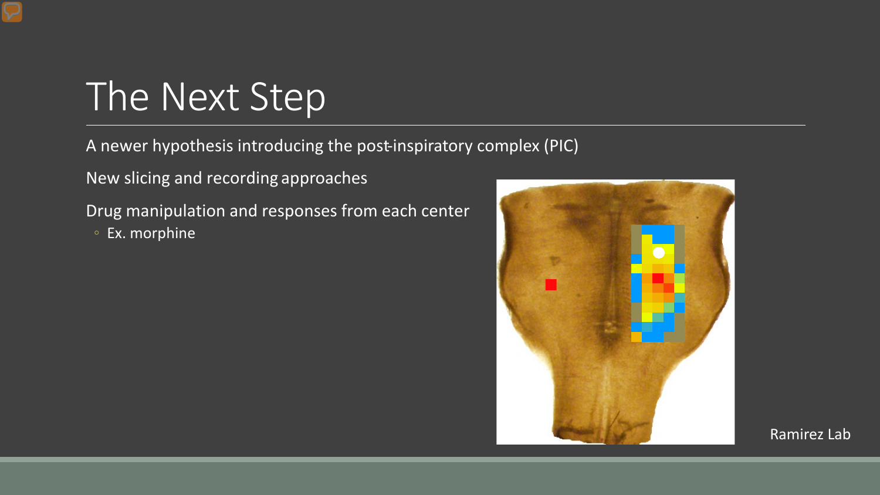# The Next Step

A newer hypothesis introducing the post-inspiratory complex (PIC)

New slicing and recording approaches

Drug manipulation and responses from each center

- Ex. morphine

Ramirez Lab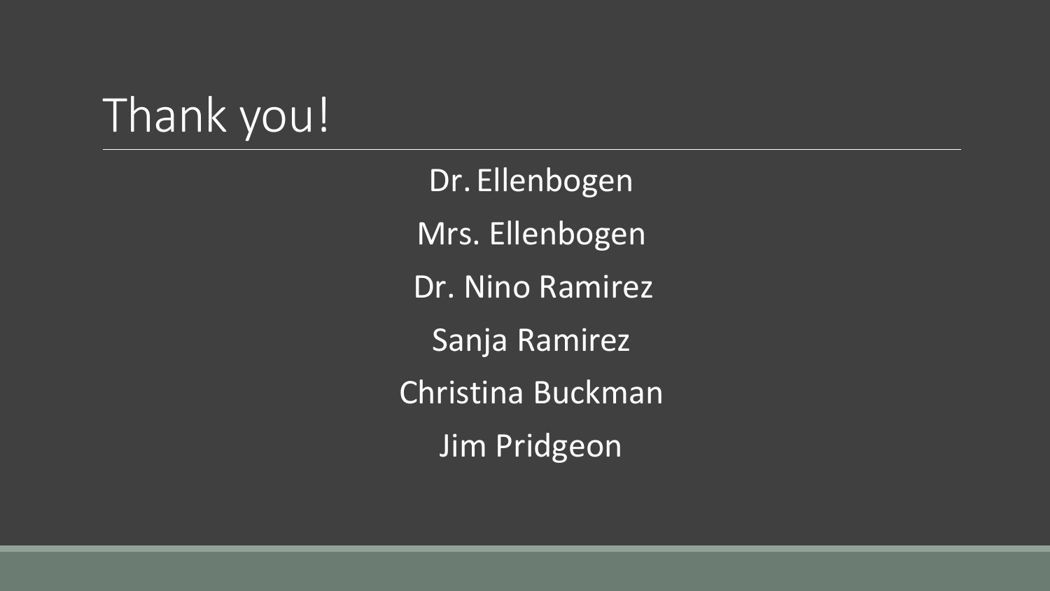# Thank you!

Dr. Ellenbogen

Mrs. Ellenbogen

Dr. Nino Ramirez

Sanja Ramirez

Christina Buckman

Jim Pridgeon